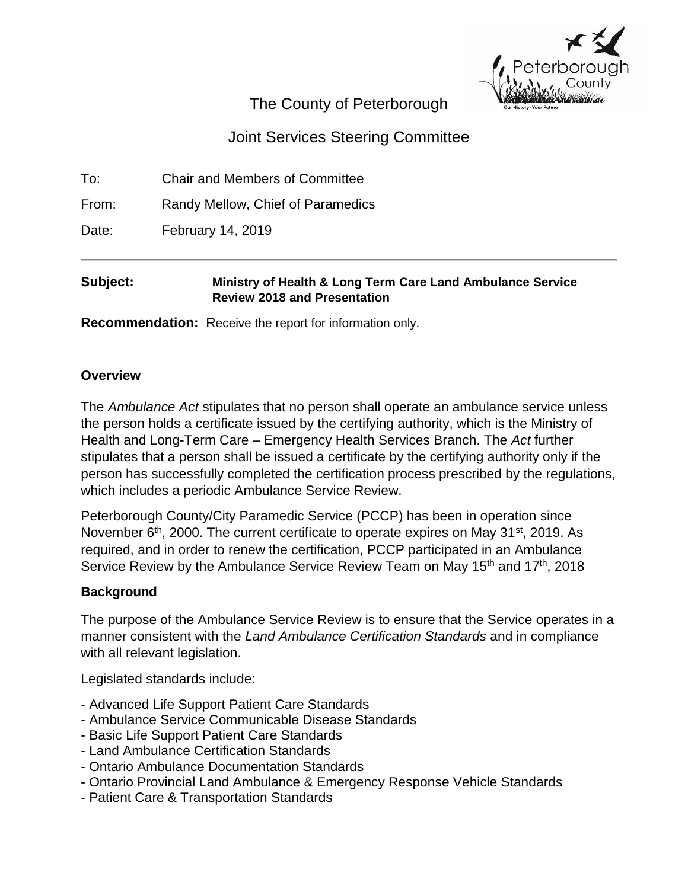# The County of Peterborough

## Joint Services Steering Committee

To: Chair and Members of Committee

From: Randy Mellow, Chief of Paramedics

Date: February 14, 2019

---

**Subject:** **Ministry of Health & Long Term Care Land Ambulance Service Review 2018 and Presentation**

**Recommendation:** Receive the report for information only.

---

### Overview

The *Ambulance Act* stipulates that no person shall operate an ambulance service unless the person holds a certificate issued by the certifying authority, which is the Ministry of Health and Long-Term Care – Emergency Health Services Branch. The *Act* further stipulates that a person shall be issued a certificate by the certifying authority only if the person has successfully completed the certification process prescribed by the regulations, which includes a periodic Ambulance Service Review.

Peterborough County/City Paramedic Service (PCCP) has been in operation since November 6th, 2000. The current certificate to operate expires on May 31st, 2019. As required, and in order to renew the certification, PCCP participated in an Ambulance Service Review by the Ambulance Service Review Team on May 15th and 17th, 2018

### Background

The purpose of the Ambulance Service Review is to ensure that the Service operates in a manner consistent with the *Land Ambulance Certification Standards* and in compliance with all relevant legislation.

Legislated standards include:

- Advanced Life Support Patient Care Standards
- Ambulance Service Communicable Disease Standards
- Basic Life Support Patient Care Standards
- Land Ambulance Certification Standards
- Ontario Ambulance Documentation Standards
- Ontario Provincial Land Ambulance & Emergency Response Vehicle Standards
- Patient Care & Transportation Standards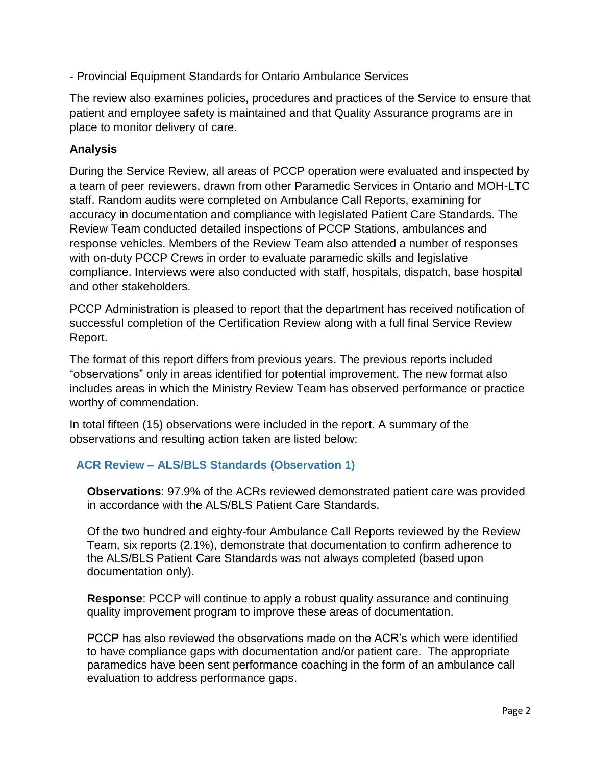- Provincial Equipment Standards for Ontario Ambulance Services

The review also examines policies, procedures and practices of the Service to ensure that patient and employee safety is maintained and that Quality Assurance programs are in place to monitor delivery of care.

### Analysis

During the Service Review, all areas of PCCP operation were evaluated and inspected by a team of peer reviewers, drawn from other Paramedic Services in Ontario and MOH-LTC staff. Random audits were completed on Ambulance Call Reports, examining for accuracy in documentation and compliance with legislated Patient Care Standards. The Review Team conducted detailed inspections of PCCP Stations, ambulances and response vehicles. Members of the Review Team also attended a number of responses with on-duty PCCP Crews in order to evaluate paramedic skills and legislative compliance. Interviews were also conducted with staff, hospitals, dispatch, base hospital and other stakeholders.

PCCP Administration is pleased to report that the department has received notification of successful completion of the Certification Review along with a full final Service Review Report.

The format of this report differs from previous years. The previous reports included "observations" only in areas identified for potential improvement. The new format also includes areas in which the Ministry Review Team has observed performance or practice worthy of commendation.

In total fifteen (15) observations were included in the report. A summary of the observations and resulting action taken are listed below:

#### ACR Review – ALS/BLS Standards (Observation 1)

**Observations**: 97.9% of the ACRs reviewed demonstrated patient care was provided in accordance with the ALS/BLS Patient Care Standards.

Of the two hundred and eighty-four Ambulance Call Reports reviewed by the Review Team, six reports (2.1%), demonstrate that documentation to confirm adherence to the ALS/BLS Patient Care Standards was not always completed (based upon documentation only).

**Response**: PCCP will continue to apply a robust quality assurance and continuing quality improvement program to improve these areas of documentation.

PCCP has also reviewed the observations made on the ACR's which were identified to have compliance gaps with documentation and/or patient care. The appropriate paramedics have been sent performance coaching in the form of an ambulance call evaluation to address performance gaps.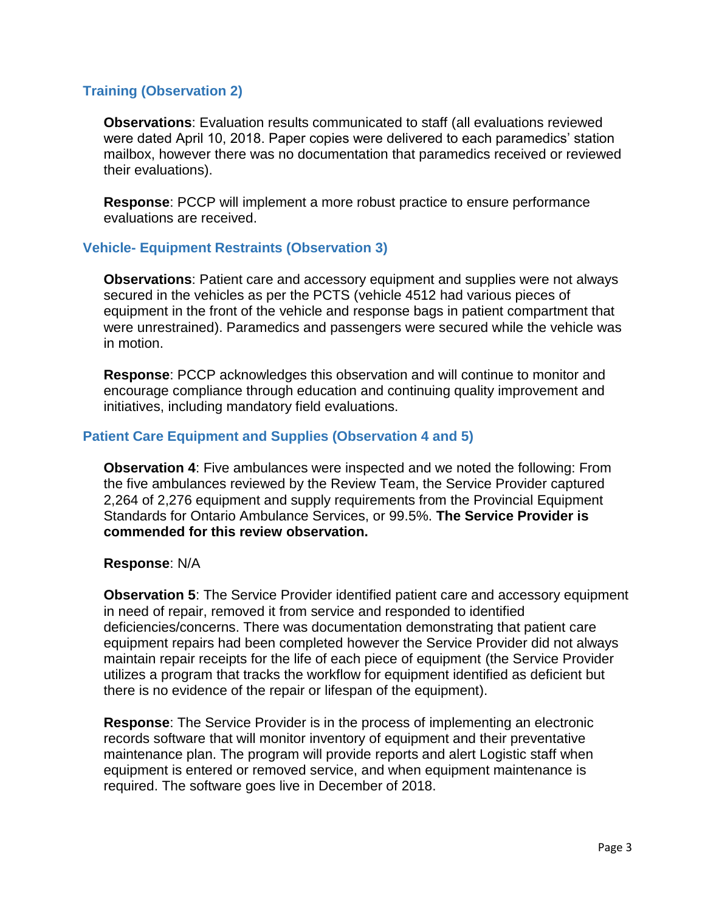### Training (Observation 2)

**Observations**: Evaluation results communicated to staff (all evaluations reviewed were dated April 10, 2018. Paper copies were delivered to each paramedics' station mailbox, however there was no documentation that paramedics received or reviewed their evaluations).

**Response**: PCCP will implement a more robust practice to ensure performance evaluations are received.

### Vehicle- Equipment Restraints (Observation 3)

**Observations**: Patient care and accessory equipment and supplies were not always secured in the vehicles as per the PCTS (vehicle 4512 had various pieces of equipment in the front of the vehicle and response bags in patient compartment that were unrestrained). Paramedics and passengers were secured while the vehicle was in motion.

**Response**: PCCP acknowledges this observation and will continue to monitor and encourage compliance through education and continuing quality improvement and initiatives, including mandatory field evaluations.

### Patient Care Equipment and Supplies (Observation 4 and 5)

**Observation 4**: Five ambulances were inspected and we noted the following: From the five ambulances reviewed by the Review Team, the Service Provider captured 2,264 of 2,276 equipment and supply requirements from the Provincial Equipment Standards for Ontario Ambulance Services, or 99.5%. **The Service Provider is commended for this review observation.**

**Response**: N/A

**Observation 5**: The Service Provider identified patient care and accessory equipment in need of repair, removed it from service and responded to identified deficiencies/concerns. There was documentation demonstrating that patient care equipment repairs had been completed however the Service Provider did not always maintain repair receipts for the life of each piece of equipment (the Service Provider utilizes a program that tracks the workflow for equipment identified as deficient but there is no evidence of the repair or lifespan of the equipment).

**Response**: The Service Provider is in the process of implementing an electronic records software that will monitor inventory of equipment and their preventative maintenance plan. The program will provide reports and alert Logistic staff when equipment is entered or removed service, and when equipment maintenance is required. The software goes live in December of 2018.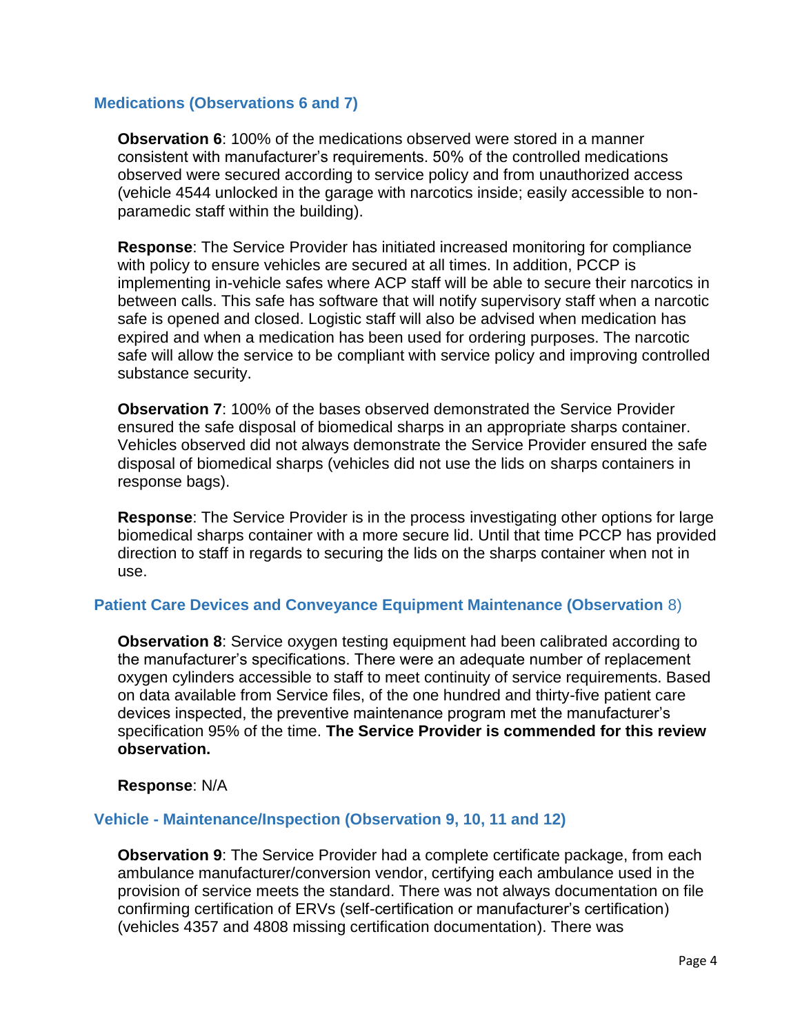### Medications (Observations 6 and 7)

**Observation 6**: 100% of the medications observed were stored in a manner consistent with manufacturer's requirements. 50% of the controlled medications observed were secured according to service policy and from unauthorized access (vehicle 4544 unlocked in the garage with narcotics inside; easily accessible to non-paramedic staff within the building).

**Response**: The Service Provider has initiated increased monitoring for compliance with policy to ensure vehicles are secured at all times. In addition, PCCP is implementing in-vehicle safes where ACP staff will be able to secure their narcotics in between calls. This safe has software that will notify supervisory staff when a narcotic safe is opened and closed. Logistic staff will also be advised when medication has expired and when a medication has been used for ordering purposes. The narcotic safe will allow the service to be compliant with service policy and improving controlled substance security.

**Observation 7**: 100% of the bases observed demonstrated the Service Provider ensured the safe disposal of biomedical sharps in an appropriate sharps container. Vehicles observed did not always demonstrate the Service Provider ensured the safe disposal of biomedical sharps (vehicles did not use the lids on sharps containers in response bags).

**Response**: The Service Provider is in the process investigating other options for large biomedical sharps container with a more secure lid. Until that time PCCP has provided direction to staff in regards to securing the lids on the sharps container when not in use.

### Patient Care Devices and Conveyance Equipment Maintenance (Observation 8)

**Observation 8**: Service oxygen testing equipment had been calibrated according to the manufacturer's specifications. There were an adequate number of replacement oxygen cylinders accessible to staff to meet continuity of service requirements. Based on data available from Service files, of the one hundred and thirty-five patient care devices inspected, the preventive maintenance program met the manufacturer's specification 95% of the time. **The Service Provider is commended for this review observation.**

**Response**: N/A

### Vehicle - Maintenance/Inspection (Observation 9, 10, 11 and 12)

**Observation 9**: The Service Provider had a complete certificate package, from each ambulance manufacturer/conversion vendor, certifying each ambulance used in the provision of service meets the standard. There was not always documentation on file confirming certification of ERVs (self-certification or manufacturer's certification) (vehicles 4357 and 4808 missing certification documentation). There was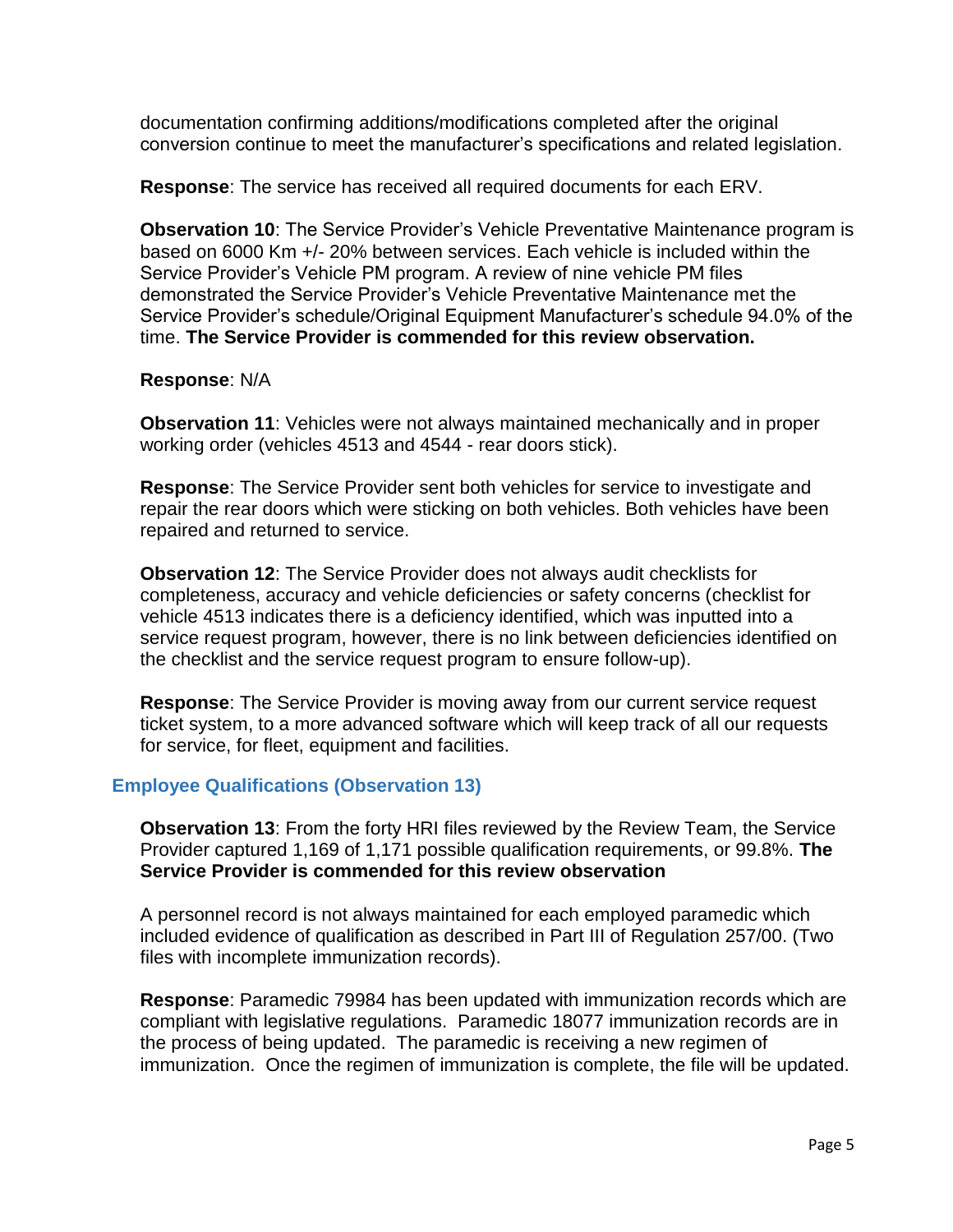documentation confirming additions/modifications completed after the original conversion continue to meet the manufacturer's specifications and related legislation.

**Response**: The service has received all required documents for each ERV.

**Observation 10**: The Service Provider's Vehicle Preventative Maintenance program is based on 6000 Km +/- 20% between services. Each vehicle is included within the Service Provider's Vehicle PM program. A review of nine vehicle PM files demonstrated the Service Provider's Vehicle Preventative Maintenance met the Service Provider's schedule/Original Equipment Manufacturer's schedule 94.0% of the time. **The Service Provider is commended for this review observation.**

**Response**: N/A

**Observation 11**: Vehicles were not always maintained mechanically and in proper working order (vehicles 4513 and 4544 - rear doors stick).

**Response**: The Service Provider sent both vehicles for service to investigate and repair the rear doors which were sticking on both vehicles. Both vehicles have been repaired and returned to service.

**Observation 12**: The Service Provider does not always audit checklists for completeness, accuracy and vehicle deficiencies or safety concerns (checklist for vehicle 4513 indicates there is a deficiency identified, which was inputted into a service request program, however, there is no link between deficiencies identified on the checklist and the service request program to ensure follow-up).

**Response**: The Service Provider is moving away from our current service request ticket system, to a more advanced software which will keep track of all our requests for service, for fleet, equipment and facilities.

## Employee Qualifications (Observation 13)

**Observation 13**: From the forty HRI files reviewed by the Review Team, the Service Provider captured 1,169 of 1,171 possible qualification requirements, or 99.8%. **The Service Provider is commended for this review observation**

A personnel record is not always maintained for each employed paramedic which included evidence of qualification as described in Part III of Regulation 257/00. (Two files with incomplete immunization records).

**Response**: Paramedic 79984 has been updated with immunization records which are compliant with legislative regulations. Paramedic 18077 immunization records are in the process of being updated. The paramedic is receiving a new regimen of immunization. Once the regimen of immunization is complete, the file will be updated.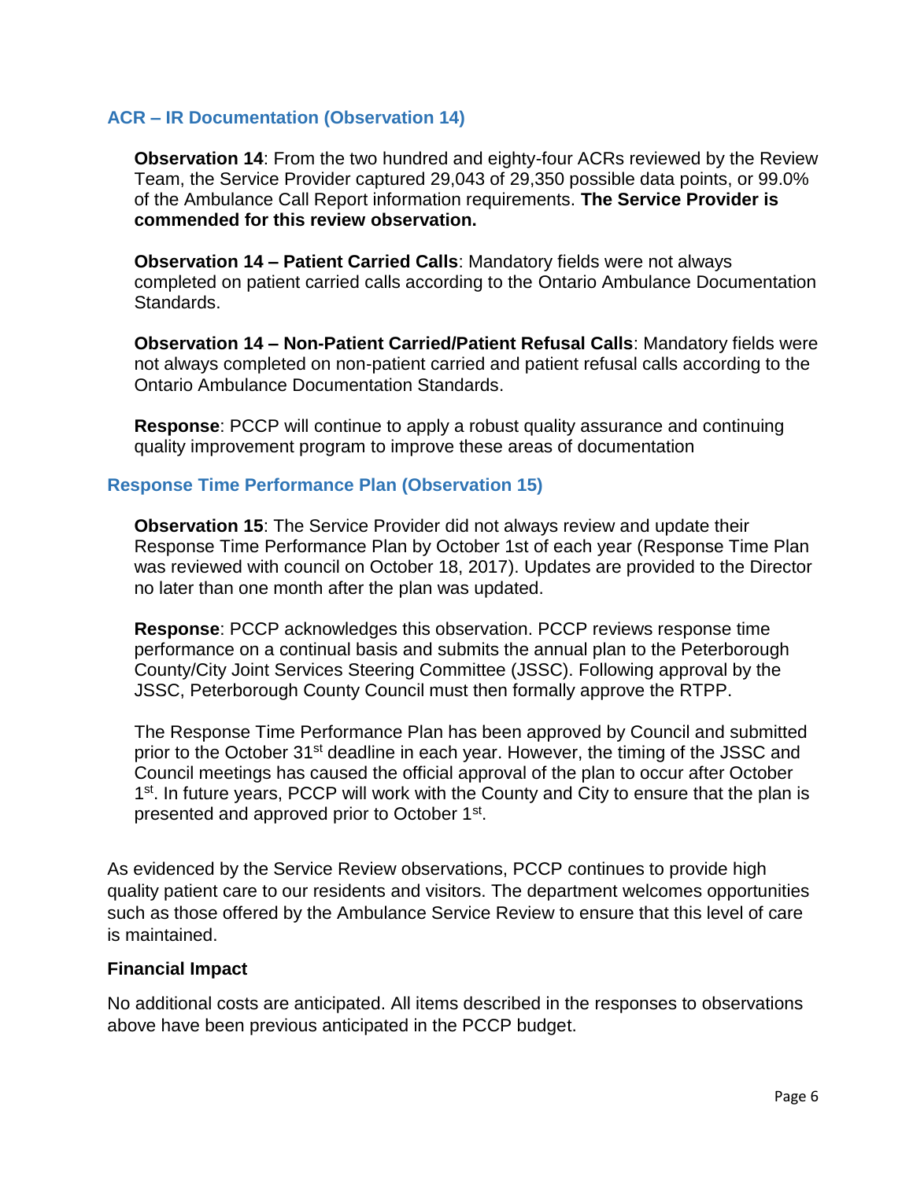### ACR – IR Documentation (Observation 14)

**Observation 14**: From the two hundred and eighty-four ACRs reviewed by the Review Team, the Service Provider captured 29,043 of 29,350 possible data points, or 99.0% of the Ambulance Call Report information requirements. **The Service Provider is commended for this review observation.**

**Observation 14 – Patient Carried Calls**: Mandatory fields were not always completed on patient carried calls according to the Ontario Ambulance Documentation Standards.

**Observation 14 – Non-Patient Carried/Patient Refusal Calls**: Mandatory fields were not always completed on non-patient carried and patient refusal calls according to the Ontario Ambulance Documentation Standards.

**Response**: PCCP will continue to apply a robust quality assurance and continuing quality improvement program to improve these areas of documentation

### Response Time Performance Plan (Observation 15)

**Observation 15**: The Service Provider did not always review and update their Response Time Performance Plan by October 1st of each year (Response Time Plan was reviewed with council on October 18, 2017). Updates are provided to the Director no later than one month after the plan was updated.

**Response**: PCCP acknowledges this observation. PCCP reviews response time performance on a continual basis and submits the annual plan to the Peterborough County/City Joint Services Steering Committee (JSSC). Following approval by the JSSC, Peterborough County Council must then formally approve the RTPP.

The Response Time Performance Plan has been approved by Council and submitted prior to the October 31st deadline in each year. However, the timing of the JSSC and Council meetings has caused the official approval of the plan to occur after October 1st. In future years, PCCP will work with the County and City to ensure that the plan is presented and approved prior to October 1st.

As evidenced by the Service Review observations, PCCP continues to provide high quality patient care to our residents and visitors. The department welcomes opportunities such as those offered by the Ambulance Service Review to ensure that this level of care is maintained.

**Financial Impact**

No additional costs are anticipated. All items described in the responses to observations above have been previous anticipated in the PCCP budget.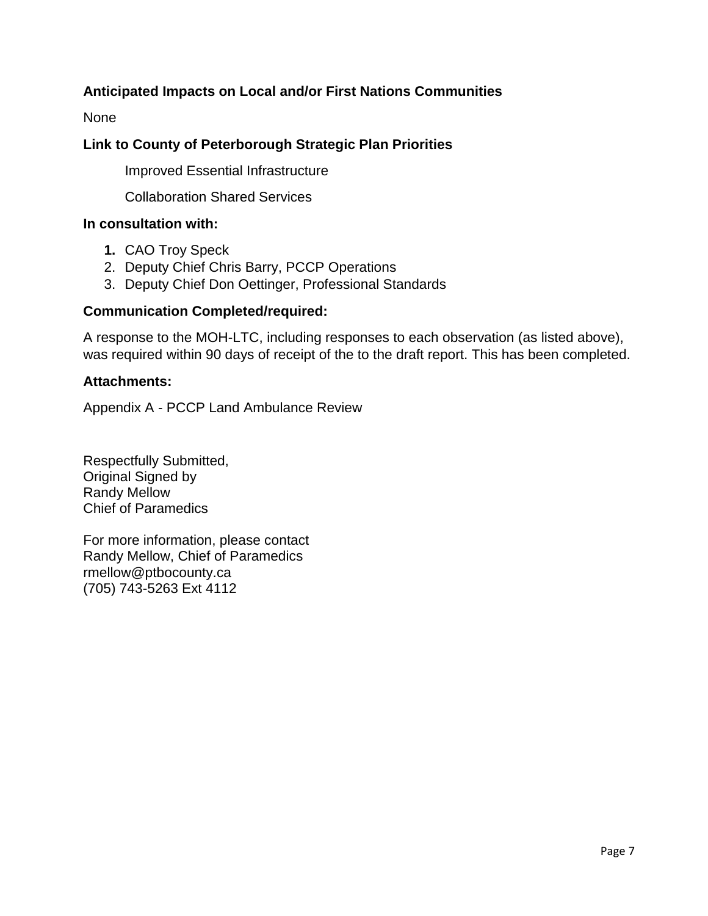**Anticipated Impacts on Local and/or First Nations Communities**

None

**Link to County of Peterborough Strategic Plan Priorities**

Improved Essential Infrastructure

Collaboration Shared Services

**In consultation with:**

1. CAO Troy Speck
2. Deputy Chief Chris Barry, PCCP Operations
3. Deputy Chief Don Oettinger, Professional Standards

**Communication Completed/required:**

A response to the MOH-LTC, including responses to each observation (as listed above), was required within 90 days of receipt of the to the draft report. This has been completed.

**Attachments:**

Appendix A - PCCP Land Ambulance Review

Respectfully Submitted,
Original Signed by
Randy Mellow
Chief of Paramedics

For more information, please contact
Randy Mellow, Chief of Paramedics
rmellow@ptbocounty.ca
(705) 743-5263 Ext 4112